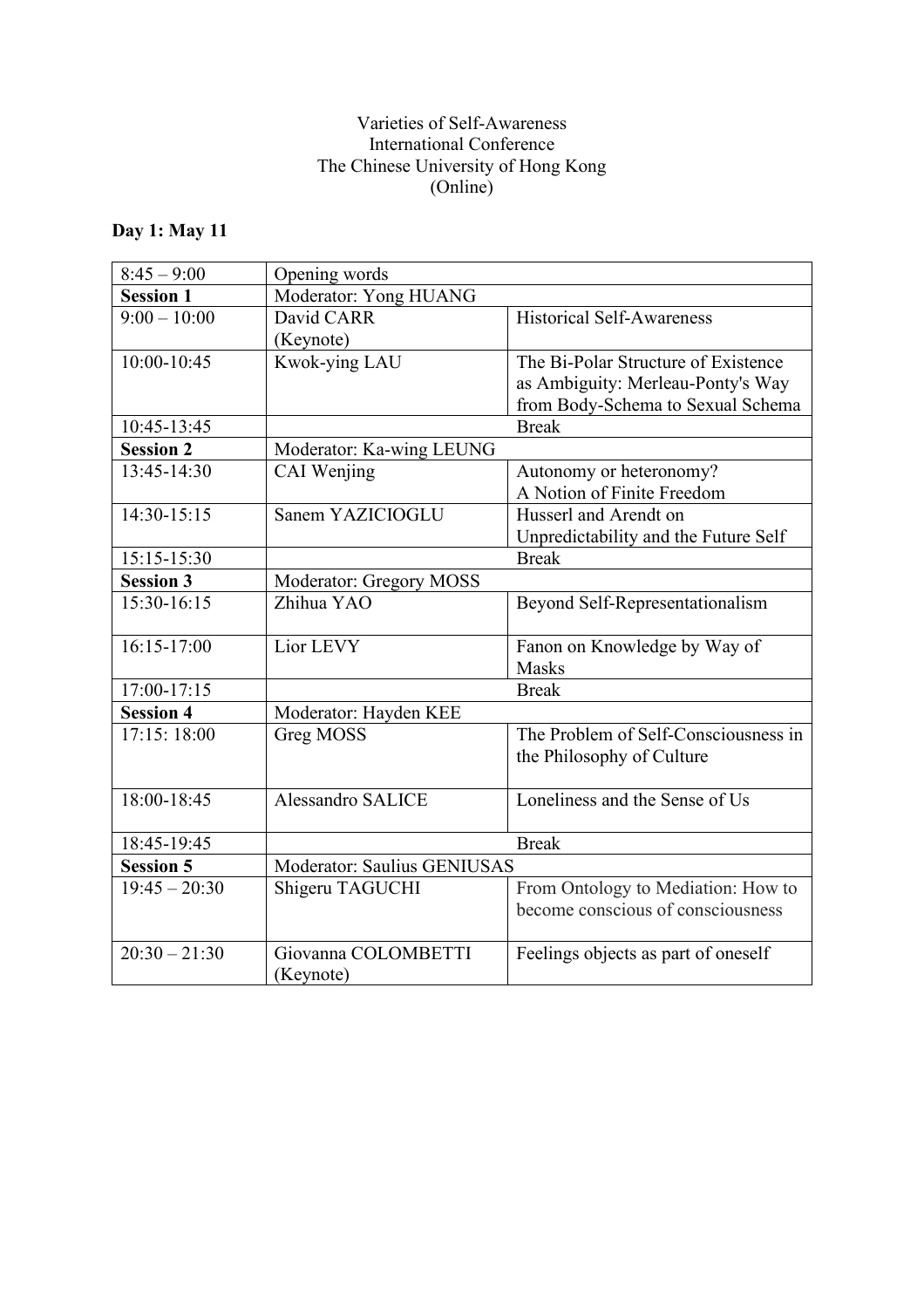Varieties of Self-Awareness
International Conference
The Chinese University of Hong Kong
(Online)

**Day 1: May 11**

| | | |
|---|---|---|
| 8:45 – 9:00 | Opening words | |
| **Session 1** | Moderator: Yong HUANG | |
| 9:00 – 10:00 | David CARR (Keynote) | Historical Self-Awareness |
| 10:00-10:45 | Kwok-ying LAU | The Bi-Polar Structure of Existence as Ambiguity: Merleau-Ponty's Way from Body-Schema to Sexual Schema |
| 10:45-13:45 | Break | |
| **Session 2** | Moderator: Ka-wing LEUNG | |
| 13:45-14:30 | CAI Wenjing | Autonomy or heteronomy? A Notion of Finite Freedom |
| 14:30-15:15 | Sanem YAZICIOGLU | Husserl and Arendt on Unpredictability and the Future Self |
| 15:15-15:30 | Break | |
| **Session 3** | Moderator: Gregory MOSS | |
| 15:30-16:15 | Zhihua YAO | Beyond Self-Representationalism |
| 16:15-17:00 | Lior LEVY | Fanon on Knowledge by Way of Masks |
| 17:00-17:15 | Break | |
| **Session 4** | Moderator: Hayden KEE | |
| 17:15: 18:00 | Greg MOSS | The Problem of Self-Consciousness in the Philosophy of Culture |
| 18:00-18:45 | Alessandro SALICE | Loneliness and the Sense of Us |
| 18:45-19:45 | Break | |
| **Session 5** | Moderator: Saulius GENIUSAS | |
| 19:45 – 20:30 | Shigeru TAGUCHI | From Ontology to Mediation: How to become conscious of consciousness |
| 20:30 – 21:30 | Giovanna COLOMBETTI (Keynote) | Feelings objects as part of oneself |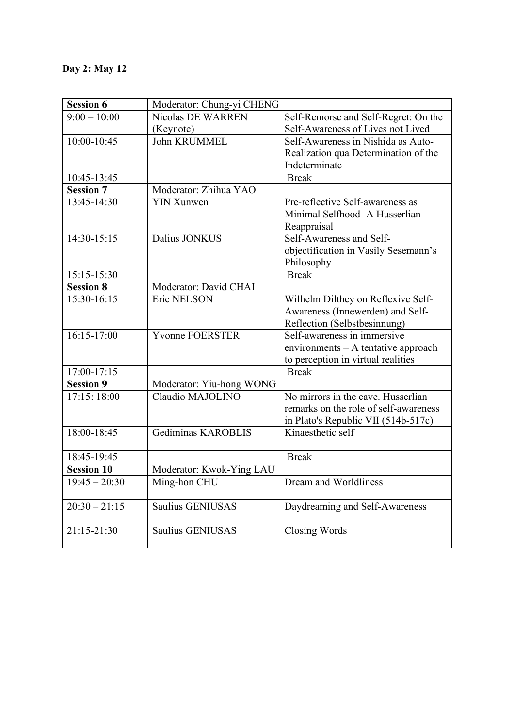**Day 2: May 12**

| | | |
|---|---|---|
| **Session 6** | Moderator: Chung-yi CHENG | |
| 9:00 – 10:00 | Nicolas DE WARREN (Keynote) | Self-Remorse and Self-Regret: On the Self-Awareness of Lives not Lived |
| 10:00-10:45 | John KRUMMEL | Self-Awareness in Nishida as Auto-Realization qua Determination of the Indeterminate |
| 10:45-13:45 | Break | |
| **Session 7** | Moderator: Zhihua YAO | |
| 13:45-14:30 | YIN Xunwen | Pre-reflective Self-awareness as Minimal Selfhood -A Husserlian Reappraisal |
| 14:30-15:15 | Dalius JONKUS | Self-Awareness and Self-objectification in Vasily Sesemann's Philosophy |
| 15:15-15:30 | Break | |
| **Session 8** | Moderator: David CHAI | |
| 15:30-16:15 | Eric NELSON | Wilhelm Dilthey on Reflexive Self-Awareness (Innewerden) and Self-Reflection (Selbstbesinnung) |
| 16:15-17:00 | Yvonne FOERSTER | Self-awareness in immersive environments – A tentative approach to perception in virtual realities |
| 17:00-17:15 | Break | |
| **Session 9** | Moderator: Yiu-hong WONG | |
| 17:15: 18:00 | Claudio MAJOLINO | No mirrors in the cave. Husserlian remarks on the role of self-awareness in Plato's Republic VII (514b-517c) |
| 18:00-18:45 | Gediminas KAROBLIS | Kinaesthetic self |
| 18:45-19:45 | Break | |
| **Session 10** | Moderator: Kwok-Ying LAU | |
| 19:45 – 20:30 | Ming-hon CHU | Dream and Worldliness |
| 20:30 – 21:15 | Saulius GENIUSAS | Daydreaming and Self-Awareness |
| 21:15-21:30 | Saulius GENIUSAS | Closing Words |